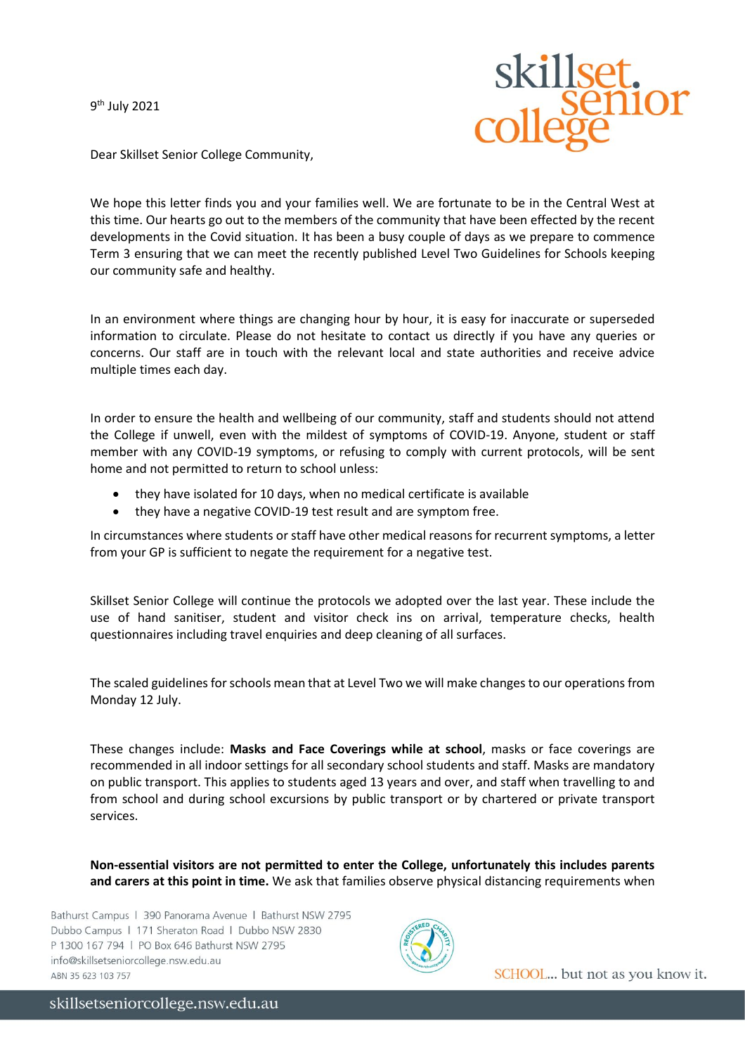9th July 2021

Dear Skillset Senior College Community,

We hope this letter finds you and your families well. We are fortunate to be in the Central West at this time. Our hearts go out to the members of the community that have been effected by the recent developments in the Covid situation. It has been a busy couple of days as we prepare to commence Term 3 ensuring that we can meet the recently published Level Two Guidelines for Schools keeping our community safe and healthy.

In an environment where things are changing hour by hour, it is easy for inaccurate or superseded information to circulate. Please do not hesitate to contact us directly if you have any queries or concerns. Our staff are in touch with the relevant local and state authorities and receive advice multiple times each day.

In order to ensure the health and wellbeing of our community, staff and students should not attend the College if unwell, even with the mildest of symptoms of COVID-19. Anyone, student or staff member with any COVID-19 symptoms, or refusing to comply with current protocols, will be sent home and not permitted to return to school unless:

- they have isolated for 10 days, when no medical certificate is available
- they have a negative COVID-19 test result and are symptom free.

In circumstances where students or staff have other medical reasons for recurrent symptoms, a letter from your GP is sufficient to negate the requirement for a negative test.

Skillset Senior College will continue the protocols we adopted over the last year. These include the use of hand sanitiser, student and visitor check ins on arrival, temperature checks, health questionnaires including travel enquiries and deep cleaning of all surfaces.

The scaled guidelines for schools mean that at Level Two we will make changes to our operations from Monday 12 July.

These changes include: **Masks and Face Coverings while at school**, masks or face coverings are recommended in all indoor settings for all secondary school students and staff. Masks are mandatory on public transport. This applies to students aged 13 years and over, and staff when travelling to and from school and during school excursions by public transport or by chartered or private transport services.

**Non-essential visitors are not permitted to enter the College, unfortunately this includes parents and carers at this point in time.** We ask that families observe physical distancing requirements when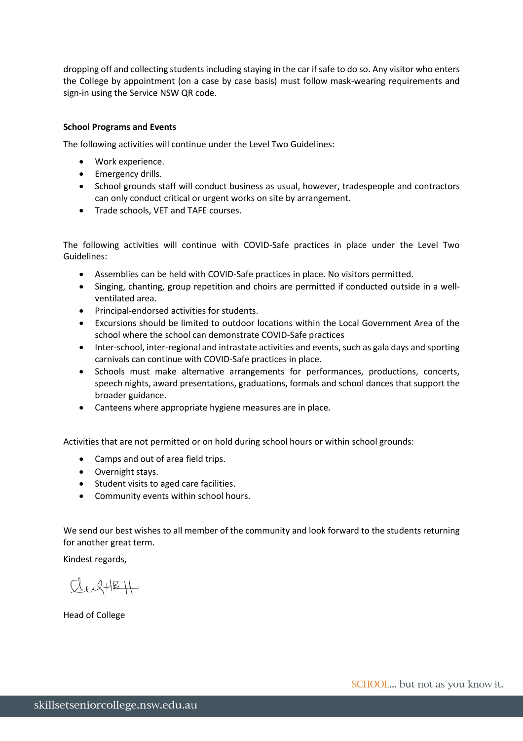dropping off and collecting students including staying in the car if safe to do so. Any visitor who enters the College by appointment (on a case by case basis) must follow mask-wearing requirements and sign-in using the Service NSW QR code.

**School Programs and Events**

The following activities will continue under the Level Two Guidelines:

- Work experience.
- Emergency drills.
- School grounds staff will conduct business as usual, however, tradespeople and contractors can only conduct critical or urgent works on site by arrangement.
- Trade schools, VET and TAFE courses.

The following activities will continue with COVID-Safe practices in place under the Level Two Guidelines:

- Assemblies can be held with COVID-Safe practices in place. No visitors permitted.
- Singing, chanting, group repetition and choirs are permitted if conducted outside in a well-ventilated area.
- Principal-endorsed activities for students.
- Excursions should be limited to outdoor locations within the Local Government Area of the school where the school can demonstrate COVID-Safe practices
- Inter-school, inter-regional and intrastate activities and events, such as gala days and sporting carnivals can continue with COVID-Safe practices in place.
- Schools must make alternative arrangements for performances, productions, concerts, speech nights, award presentations, graduations, formals and school dances that support the broader guidance.
- Canteens where appropriate hygiene measures are in place.

Activities that are not permitted or on hold during school hours or within school grounds:

- Camps and out of area field trips.
- Overnight stays.
- Student visits to aged care facilities.
- Community events within school hours.

We send our best wishes to all member of the community and look forward to the students returning for another great term.

Kindest regards,

Head of College

SCHOOL... but not as you know it.